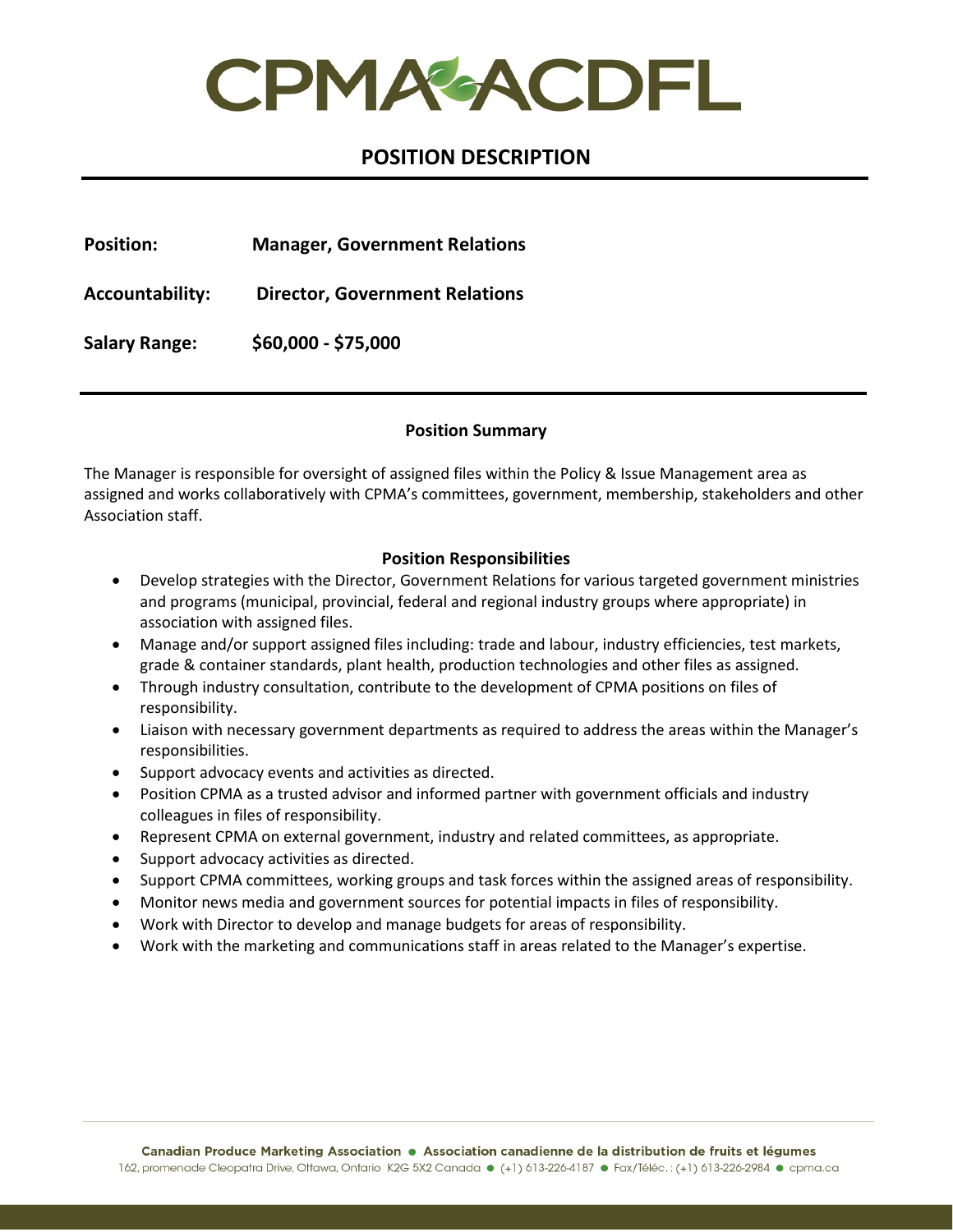CPMA ACDFL

# POSITION DESCRIPTION

**Position:** **Manager, Government Relations**

**Accountability:** **Director, Government Relations**

**Salary Range:** **$60,000 - $75,000**

## Position Summary

The Manager is responsible for oversight of assigned files within the Policy & Issue Management area as assigned and works collaboratively with CPMA's committees, government, membership, stakeholders and other Association staff.

## Position Responsibilities

- Develop strategies with the Director, Government Relations for various targeted government ministries and programs (municipal, provincial, federal and regional industry groups where appropriate) in association with assigned files.
- Manage and/or support assigned files including: trade and labour, industry efficiencies, test markets, grade & container standards, plant health, production technologies and other files as assigned.
- Through industry consultation, contribute to the development of CPMA positions on files of responsibility.
- Liaison with necessary government departments as required to address the areas within the Manager's responsibilities.
- Support advocacy events and activities as directed.
- Position CPMA as a trusted advisor and informed partner with government officials and industry colleagues in files of responsibility.
- Represent CPMA on external government, industry and related committees, as appropriate.
- Support advocacy activities as directed.
- Support CPMA committees, working groups and task forces within the assigned areas of responsibility.
- Monitor news media and government sources for potential impacts in files of responsibility.
- Work with Director to develop and manage budgets for areas of responsibility.
- Work with the marketing and communications staff in areas related to the Manager's expertise.

Canadian Produce Marketing Association • Association canadienne de la distribution de fruits et légumes
162, promenade Cleopatra Drive, Ottawa, Ontario K2G 5X2 Canada • (+1) 613-226-4187 • Fax/Téléc. : (+1) 613-226-2984 • cpma.ca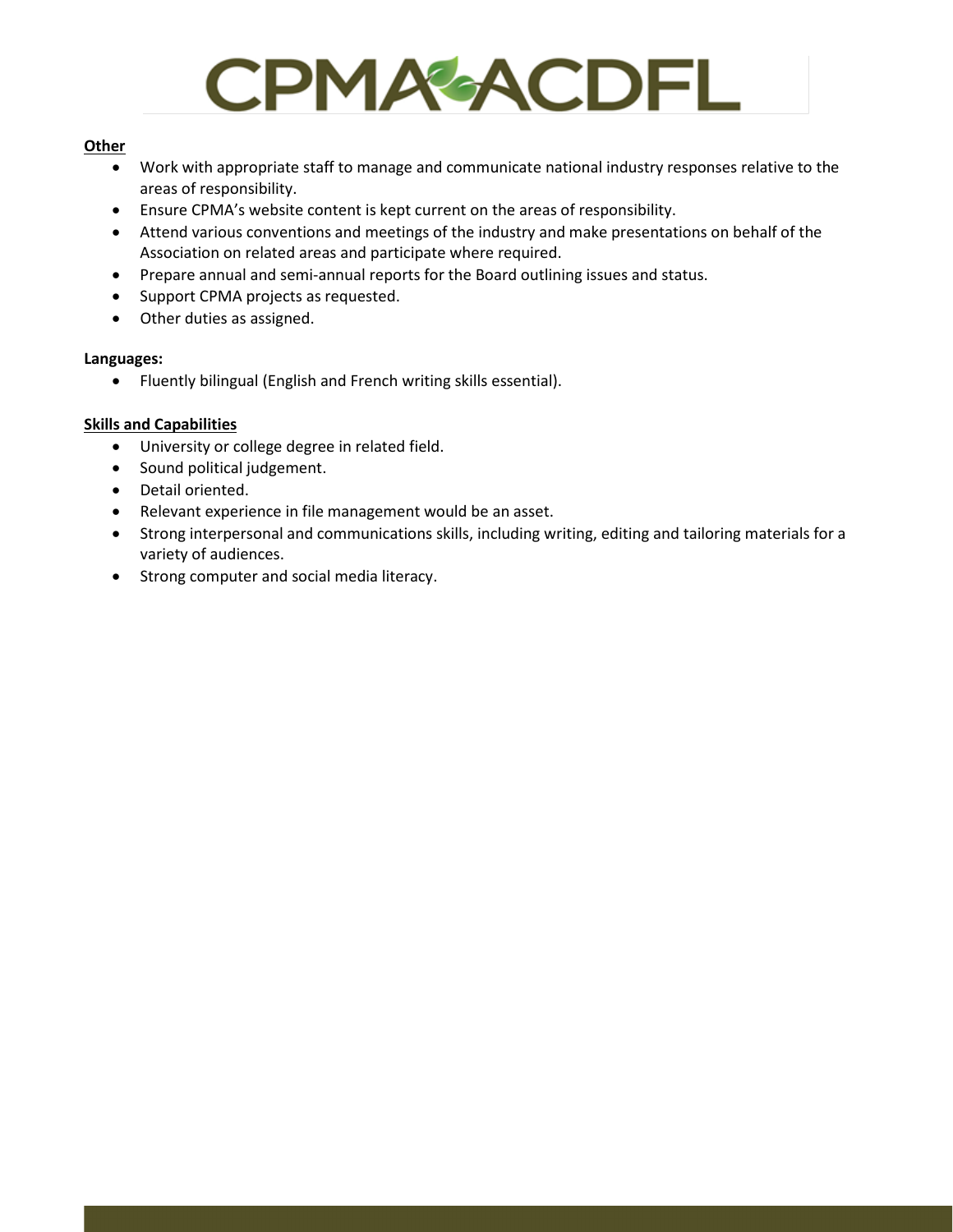**Other**

- Work with appropriate staff to manage and communicate national industry responses relative to the areas of responsibility.
- Ensure CPMA's website content is kept current on the areas of responsibility.
- Attend various conventions and meetings of the industry and make presentations on behalf of the Association on related areas and participate where required.
- Prepare annual and semi-annual reports for the Board outlining issues and status.
- Support CPMA projects as requested.
- Other duties as assigned.

**Languages:**

- Fluently bilingual (English and French writing skills essential).

**Skills and Capabilities**

- University or college degree in related field.
- Sound political judgement.
- Detail oriented.
- Relevant experience in file management would be an asset.
- Strong interpersonal and communications skills, including writing, editing and tailoring materials for a variety of audiences.
- Strong computer and social media literacy.